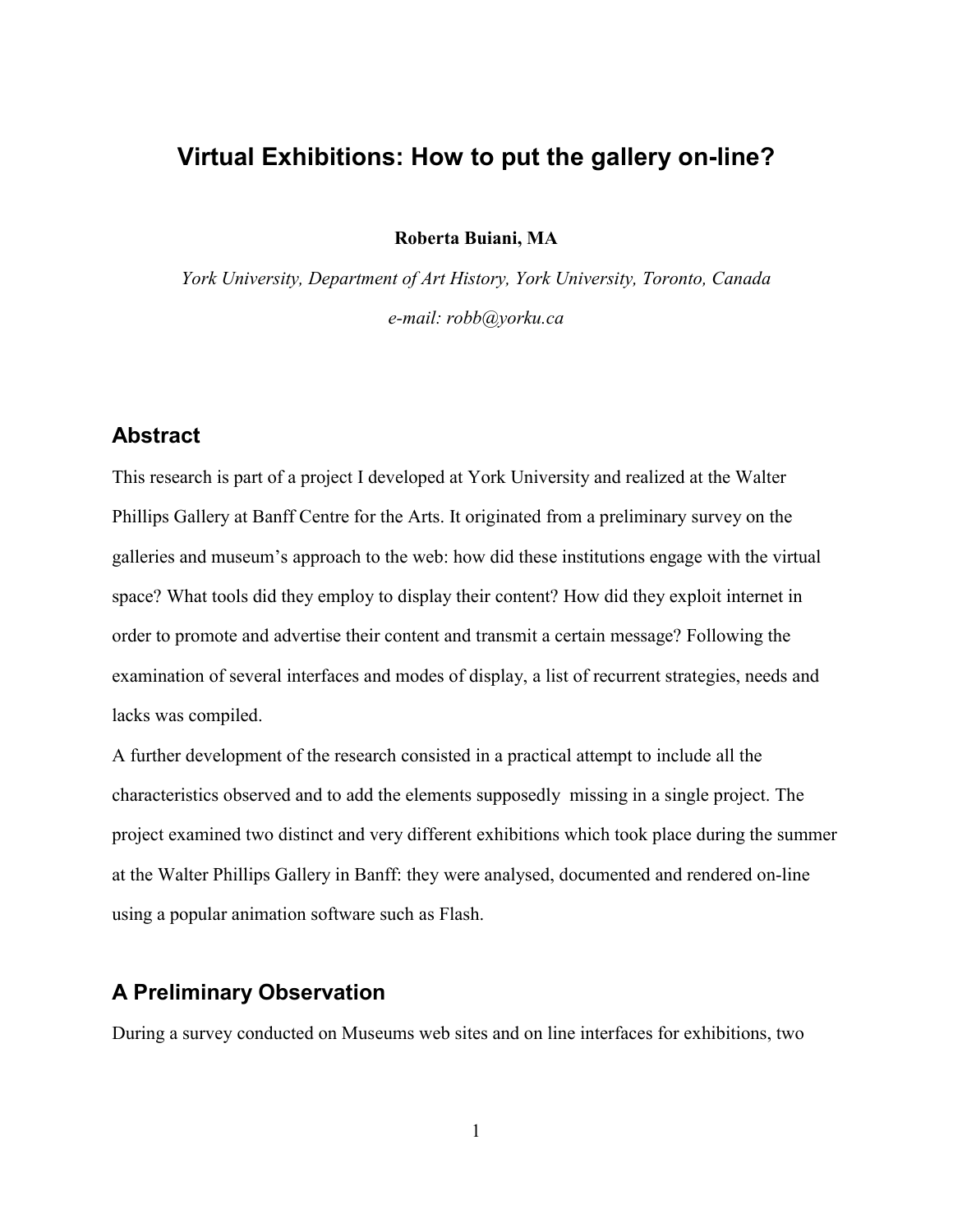# Virtual Exhibitions: How to put the gallery on-line?

**Roberta Buiani, MA**

*York University, Department of Art History, York University, Toronto, Canada*

*e-mail: robb@yorku.ca*

## Abstract

This research is part of a project I developed at York University and realized at the Walter Phillips Gallery at Banff Centre for the Arts. It originated from a preliminary survey on the galleries and museum's approach to the web: how did these institutions engage with the virtual space? What tools did they employ to display their content? How did they exploit internet in order to promote and advertise their content and transmit a certain message? Following the examination of several interfaces and modes of display, a list of recurrent strategies, needs and lacks was compiled.

A further development of the research consisted in a practical attempt to include all the characteristics observed and to add the elements supposedly missing in a single project. The project examined two distinct and very different exhibitions which took place during the summer at the Walter Phillips Gallery in Banff: they were analysed, documented and rendered on-line using a popular animation software such as Flash.

## A Preliminary Observation

During a survey conducted on Museums web sites and on line interfaces for exhibitions, two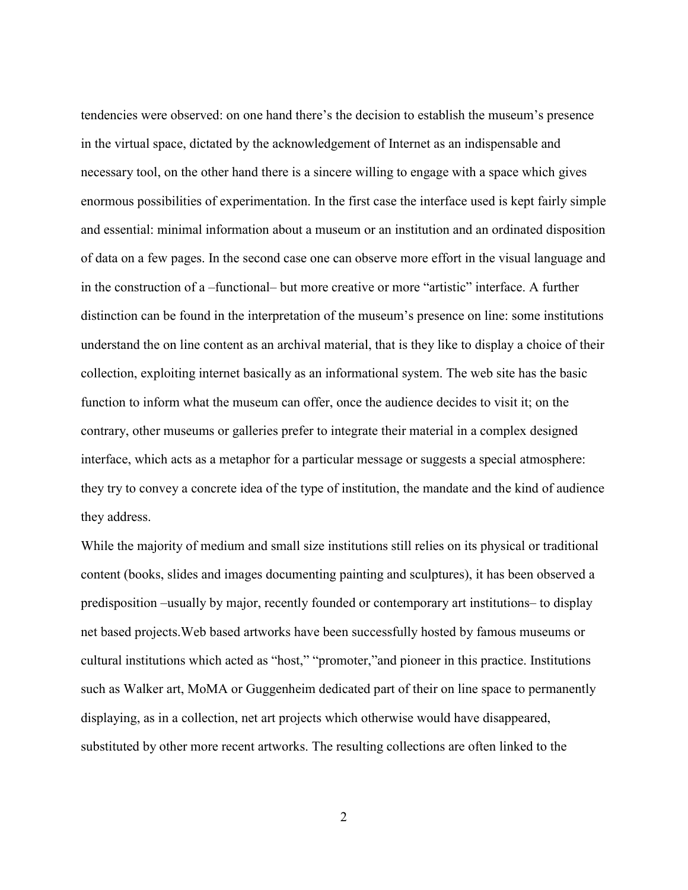tendencies were observed: on one hand there's the decision to establish the museum's presence in the virtual space, dictated by the acknowledgement of Internet as an indispensable and necessary tool, on the other hand there is a sincere willing to engage with a space which gives enormous possibilities of experimentation. In the first case the interface used is kept fairly simple and essential: minimal information about a museum or an institution and an ordinated disposition of data on a few pages. In the second case one can observe more effort in the visual language and in the construction of a –functional– but more creative or more "artistic" interface. A further distinction can be found in the interpretation of the museum's presence on line: some institutions understand the on line content as an archival material, that is they like to display a choice of their collection, exploiting internet basically as an informational system. The web site has the basic function to inform what the museum can offer, once the audience decides to visit it; on the contrary, other museums or galleries prefer to integrate their material in a complex designed interface, which acts as a metaphor for a particular message or suggests a special atmosphere: they try to convey a concrete idea of the type of institution, the mandate and the kind of audience they address.

While the majority of medium and small size institutions still relies on its physical or traditional content (books, slides and images documenting painting and sculptures), it has been observed a predisposition –usually by major, recently founded or contemporary art institutions– to display net based projects.Web based artworks have been successfully hosted by famous museums or cultural institutions which acted as "host," "promoter,"and pioneer in this practice. Institutions such as Walker art, MoMA or Guggenheim dedicated part of their on line space to permanently displaying, as in a collection, net art projects which otherwise would have disappeared, substituted by other more recent artworks. The resulting collections are often linked to the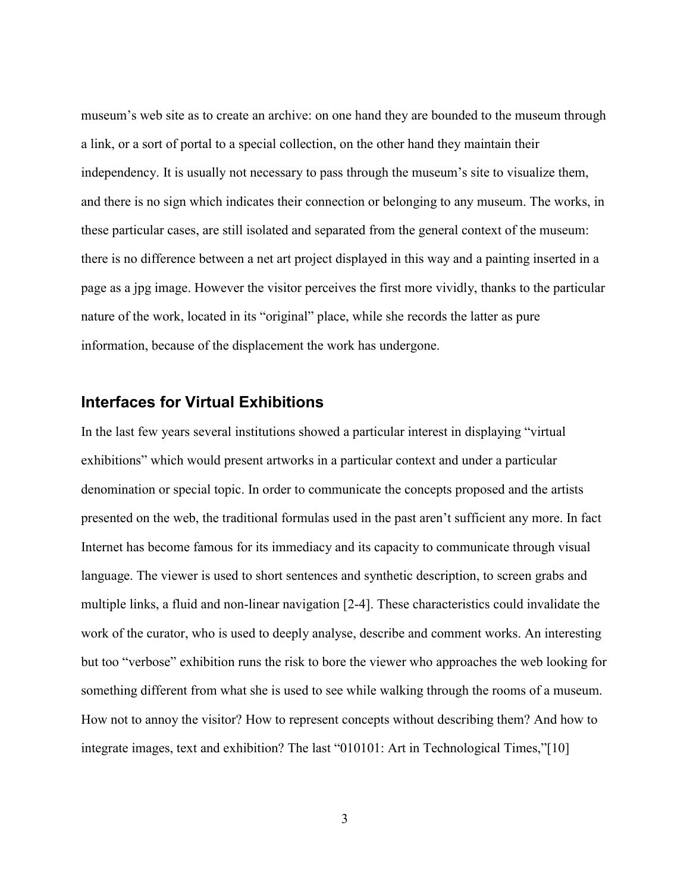museum's web site as to create an archive: on one hand they are bounded to the museum through a link, or a sort of portal to a special collection, on the other hand they maintain their independency. It is usually not necessary to pass through the museum's site to visualize them, and there is no sign which indicates their connection or belonging to any museum. The works, in these particular cases, are still isolated and separated from the general context of the museum: there is no difference between a net art project displayed in this way and a painting inserted in a page as a jpg image. However the visitor perceives the first more vividly, thanks to the particular nature of the work, located in its "original" place, while she records the latter as pure information, because of the displacement the work has undergone.

## Interfaces for Virtual Exhibitions

In the last few years several institutions showed a particular interest in displaying "virtual exhibitions" which would present artworks in a particular context and under a particular denomination or special topic. In order to communicate the concepts proposed and the artists presented on the web, the traditional formulas used in the past aren't sufficient any more. In fact Internet has become famous for its immediacy and its capacity to communicate through visual language. The viewer is used to short sentences and synthetic description, to screen grabs and multiple links, a fluid and non-linear navigation [2-4]. These characteristics could invalidate the work of the curator, who is used to deeply analyse, describe and comment works. An interesting but too "verbose" exhibition runs the risk to bore the viewer who approaches the web looking for something different from what she is used to see while walking through the rooms of a museum. How not to annoy the visitor? How to represent concepts without describing them? And how to integrate images, text and exhibition? The last "010101: Art in Technological Times,"[10]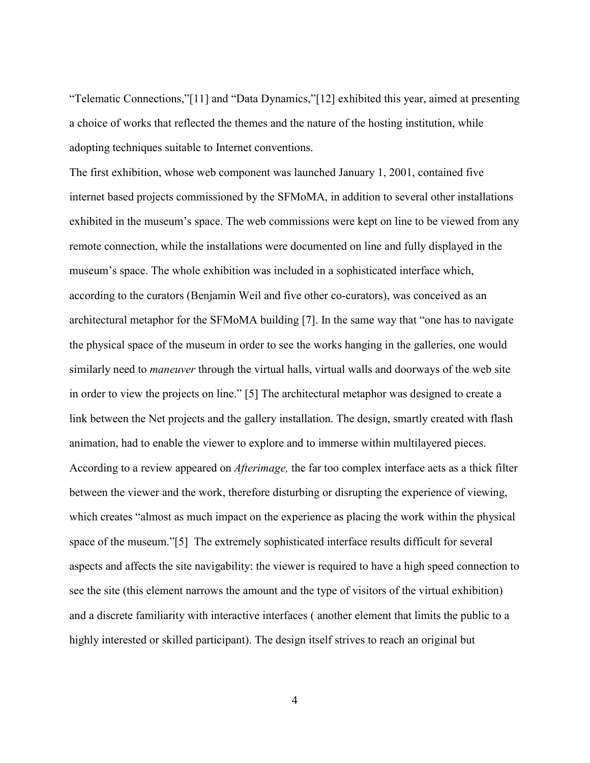"Telematic Connections,"[11] and "Data Dynamics,"[12] exhibited this year, aimed at presenting a choice of works that reflected the themes and the nature of the hosting institution, while adopting techniques suitable to Internet conventions.

The first exhibition, whose web component was launched January 1, 2001, contained five internet based projects commissioned by the SFMoMA, in addition to several other installations exhibited in the museum's space. The web commissions were kept on line to be viewed from any remote connection, while the installations were documented on line and fully displayed in the museum's space. The whole exhibition was included in a sophisticated interface which, according to the curators (Benjamin Weil and five other co-curators), was conceived as an architectural metaphor for the SFMoMA building [7]. In the same way that "one has to navigate the physical space of the museum in order to see the works hanging in the galleries, one would similarly need to *maneuver* through the virtual halls, virtual walls and doorways of the web site in order to view the projects on line." [5] The architectural metaphor was designed to create a link between the Net projects and the gallery installation. The design, smartly created with flash animation, had to enable the viewer to explore and to immerse within multilayered pieces. According to a review appeared on *Afterimage,* the far too complex interface acts as a thick filter between the viewer and the work, therefore disturbing or disrupting the experience of viewing, which creates "almost as much impact on the experience as placing the work within the physical space of the museum."[5] The extremely sophisticated interface results difficult for several aspects and affects the site navigability: the viewer is required to have a high speed connection to see the site (this element narrows the amount and the type of visitors of the virtual exhibition) and a discrete familiarity with interactive interfaces ( another element that limits the public to a highly interested or skilled participant). The design itself strives to reach an original but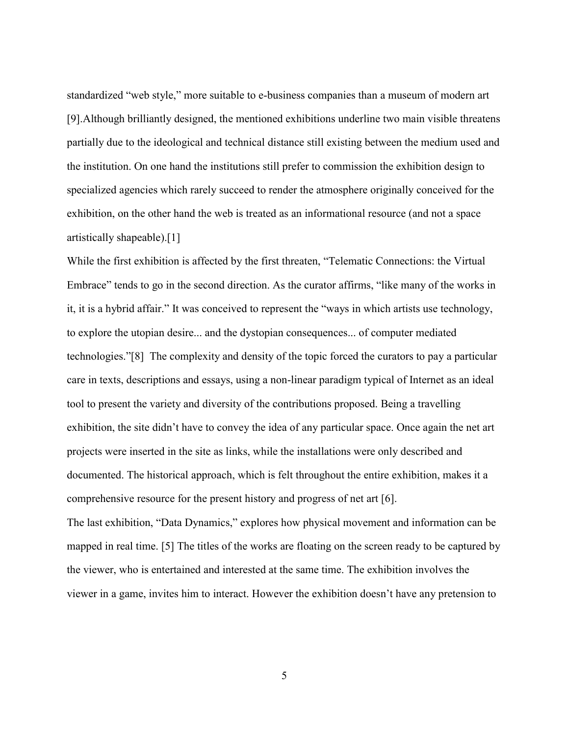standardized “web style,” more suitable to e-business companies than a museum of modern art [9].Although brilliantly designed, the mentioned exhibitions underline two main visible threatens partially due to the ideological and technical distance still existing between the medium used and the institution. On one hand the institutions still prefer to commission the exhibition design to specialized agencies which rarely succeed to render the atmosphere originally conceived for the exhibition, on the other hand the web is treated as an informational resource (and not a space artistically shapeable).[1]

While the first exhibition is affected by the first threaten, “Telematic Connections: the Virtual Embrace” tends to go in the second direction. As the curator affirms, “like many of the works in it, it is a hybrid affair.” It was conceived to represent the “ways in which artists use technology, to explore the utopian desire... and the dystopian consequences... of computer mediated technologies.”[8] The complexity and density of the topic forced the curators to pay a particular care in texts, descriptions and essays, using a non-linear paradigm typical of Internet as an ideal tool to present the variety and diversity of the contributions proposed. Being a travelling exhibition, the site didn’t have to convey the idea of any particular space. Once again the net art projects were inserted in the site as links, while the installations were only described and documented. The historical approach, which is felt throughout the entire exhibition, makes it a comprehensive resource for the present history and progress of net art [6].

The last exhibition, “Data Dynamics,” explores how physical movement and information can be mapped in real time. [5] The titles of the works are floating on the screen ready to be captured by the viewer, who is entertained and interested at the same time. The exhibition involves the viewer in a game, invites him to interact. However the exhibition doesn’t have any pretension to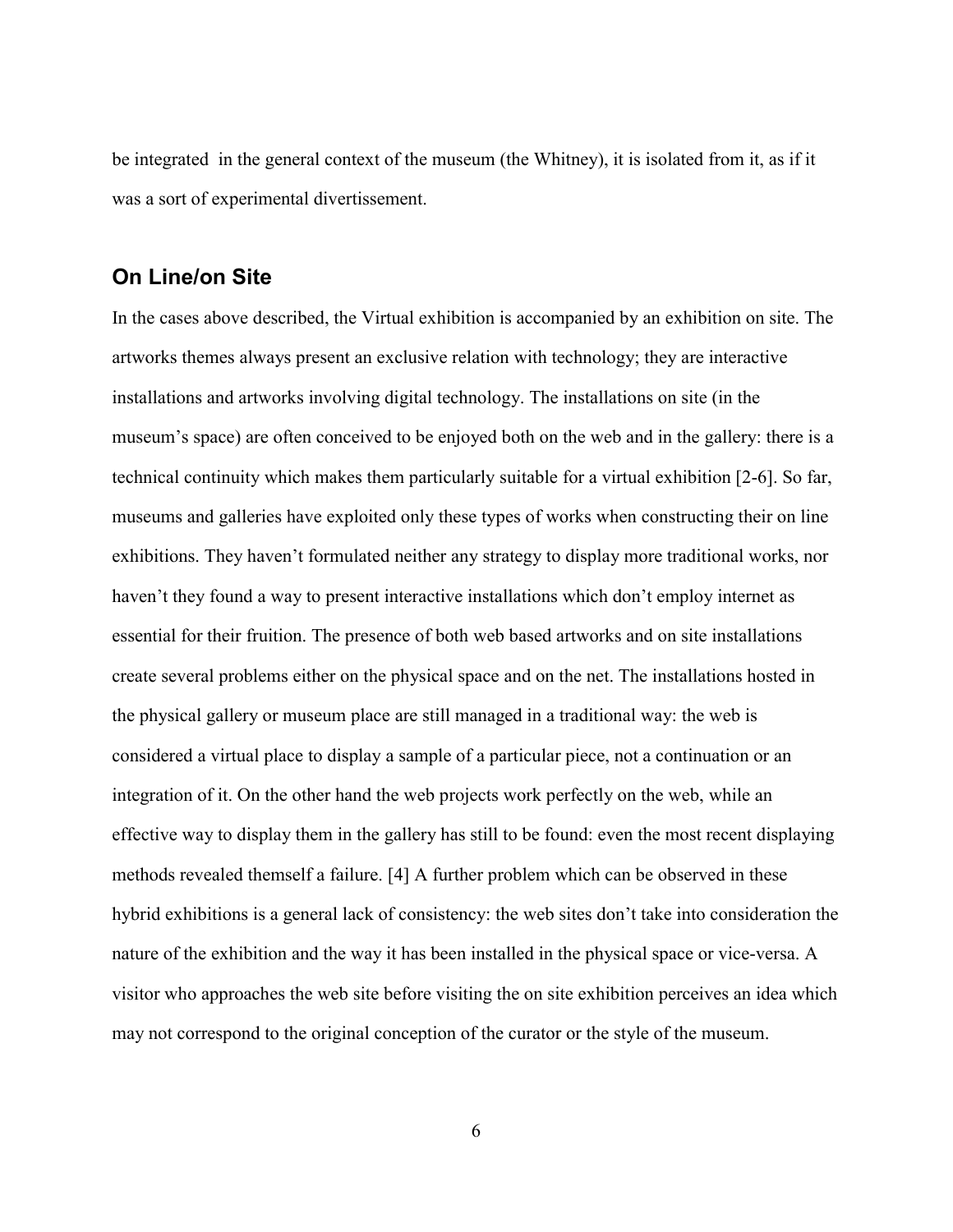be integrated in the general context of the museum (the Whitney), it is isolated from it, as if it was a sort of experimental divertissement.

## On Line/on Site

In the cases above described, the Virtual exhibition is accompanied by an exhibition on site. The artworks themes always present an exclusive relation with technology; they are interactive installations and artworks involving digital technology. The installations on site (in the museum's space) are often conceived to be enjoyed both on the web and in the gallery: there is a technical continuity which makes them particularly suitable for a virtual exhibition [2-6]. So far, museums and galleries have exploited only these types of works when constructing their on line exhibitions. They haven't formulated neither any strategy to display more traditional works, nor haven't they found a way to present interactive installations which don't employ internet as essential for their fruition. The presence of both web based artworks and on site installations create several problems either on the physical space and on the net. The installations hosted in the physical gallery or museum place are still managed in a traditional way: the web is considered a virtual place to display a sample of a particular piece, not a continuation or an integration of it. On the other hand the web projects work perfectly on the web, while an effective way to display them in the gallery has still to be found: even the most recent displaying methods revealed themself a failure. [4] A further problem which can be observed in these hybrid exhibitions is a general lack of consistency: the web sites don't take into consideration the nature of the exhibition and the way it has been installed in the physical space or vice-versa. A visitor who approaches the web site before visiting the on site exhibition perceives an idea which may not correspond to the original conception of the curator or the style of the museum.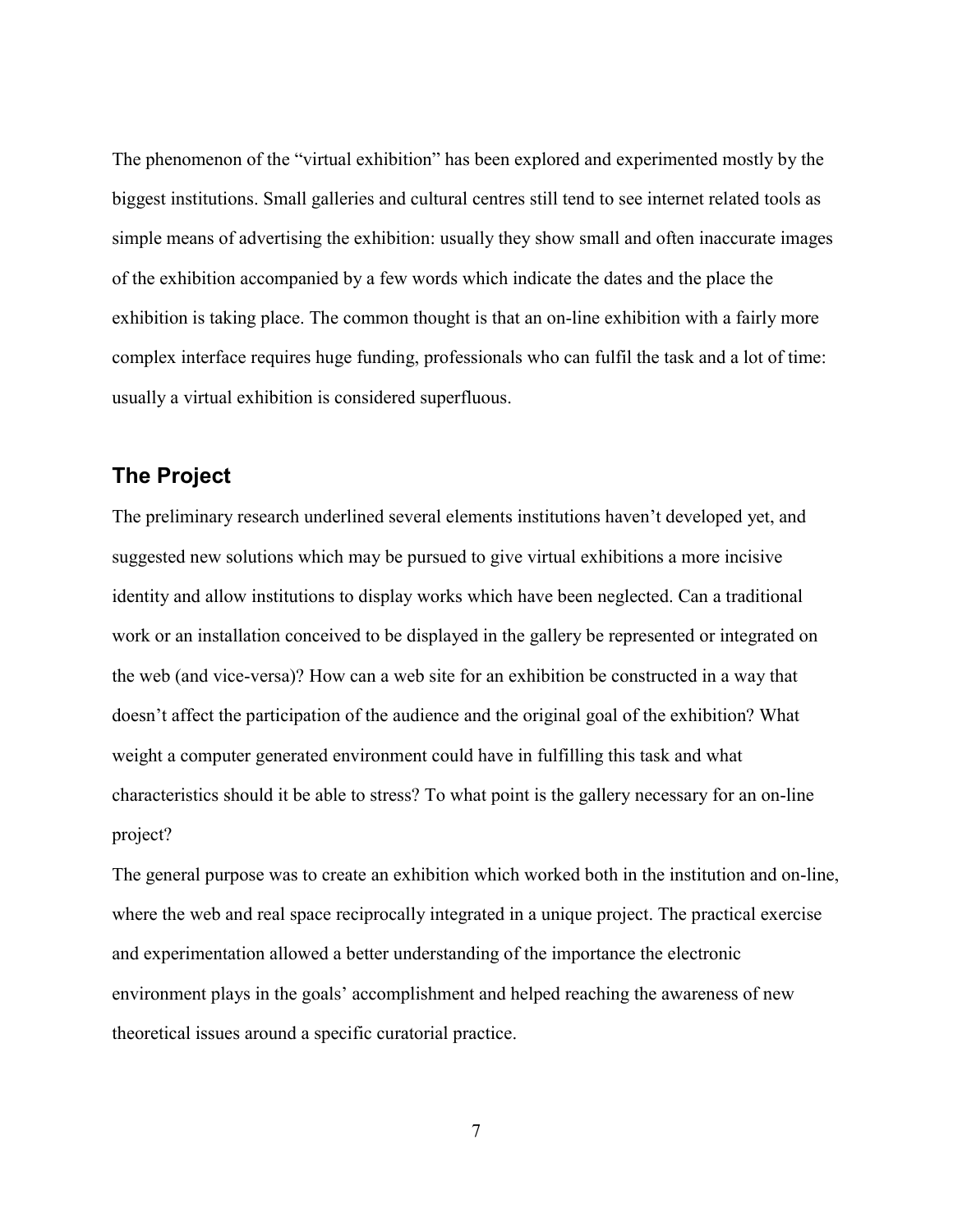The phenomenon of the "virtual exhibition" has been explored and experimented mostly by the biggest institutions. Small galleries and cultural centres still tend to see internet related tools as simple means of advertising the exhibition: usually they show small and often inaccurate images of the exhibition accompanied by a few words which indicate the dates and the place the exhibition is taking place. The common thought is that an on-line exhibition with a fairly more complex interface requires huge funding, professionals who can fulfil the task and a lot of time: usually a virtual exhibition is considered superfluous.

## The Project

The preliminary research underlined several elements institutions haven't developed yet, and suggested new solutions which may be pursued to give virtual exhibitions a more incisive identity and allow institutions to display works which have been neglected. Can a traditional work or an installation conceived to be displayed in the gallery be represented or integrated on the web (and vice-versa)? How can a web site for an exhibition be constructed in a way that doesn't affect the participation of the audience and the original goal of the exhibition? What weight a computer generated environment could have in fulfilling this task and what characteristics should it be able to stress? To what point is the gallery necessary for an on-line project?

The general purpose was to create an exhibition which worked both in the institution and on-line, where the web and real space reciprocally integrated in a unique project. The practical exercise and experimentation allowed a better understanding of the importance the electronic environment plays in the goals' accomplishment and helped reaching the awareness of new theoretical issues around a specific curatorial practice.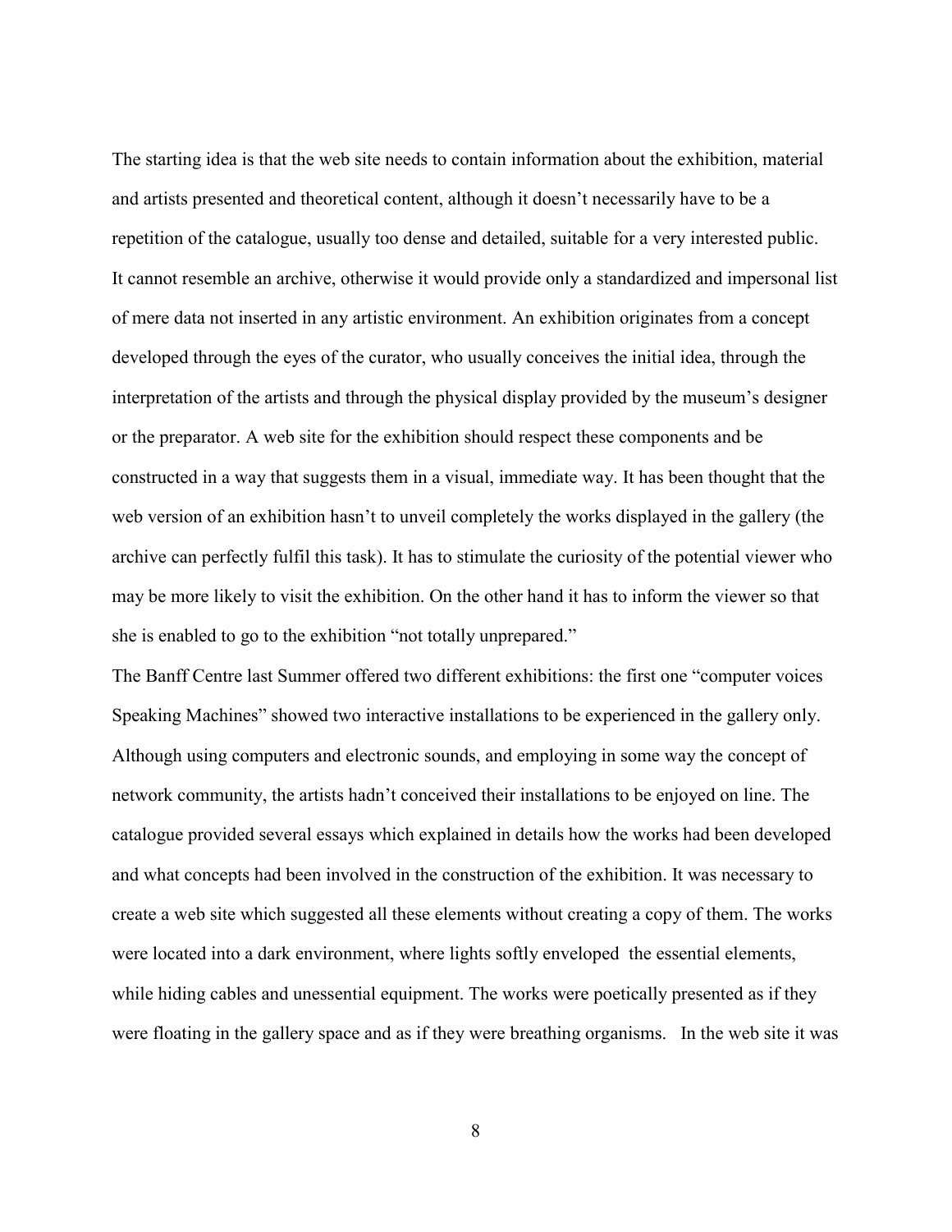The starting idea is that the web site needs to contain information about the exhibition, material and artists presented and theoretical content, although it doesn't necessarily have to be a repetition of the catalogue, usually too dense and detailed, suitable for a very interested public. It cannot resemble an archive, otherwise it would provide only a standardized and impersonal list of mere data not inserted in any artistic environment. An exhibition originates from a concept developed through the eyes of the curator, who usually conceives the initial idea, through the interpretation of the artists and through the physical display provided by the museum's designer or the preparator. A web site for the exhibition should respect these components and be constructed in a way that suggests them in a visual, immediate way. It has been thought that the web version of an exhibition hasn't to unveil completely the works displayed in the gallery (the archive can perfectly fulfil this task). It has to stimulate the curiosity of the potential viewer who may be more likely to visit the exhibition. On the other hand it has to inform the viewer so that she is enabled to go to the exhibition "not totally unprepared."

The Banff Centre last Summer offered two different exhibitions: the first one "computer voices Speaking Machines" showed two interactive installations to be experienced in the gallery only. Although using computers and electronic sounds, and employing in some way the concept of network community, the artists hadn't conceived their installations to be enjoyed on line. The catalogue provided several essays which explained in details how the works had been developed and what concepts had been involved in the construction of the exhibition. It was necessary to create a web site which suggested all these elements without creating a copy of them. The works were located into a dark environment, where lights softly enveloped the essential elements, while hiding cables and unessential equipment. The works were poetically presented as if they were floating in the gallery space and as if they were breathing organisms. In the web site it was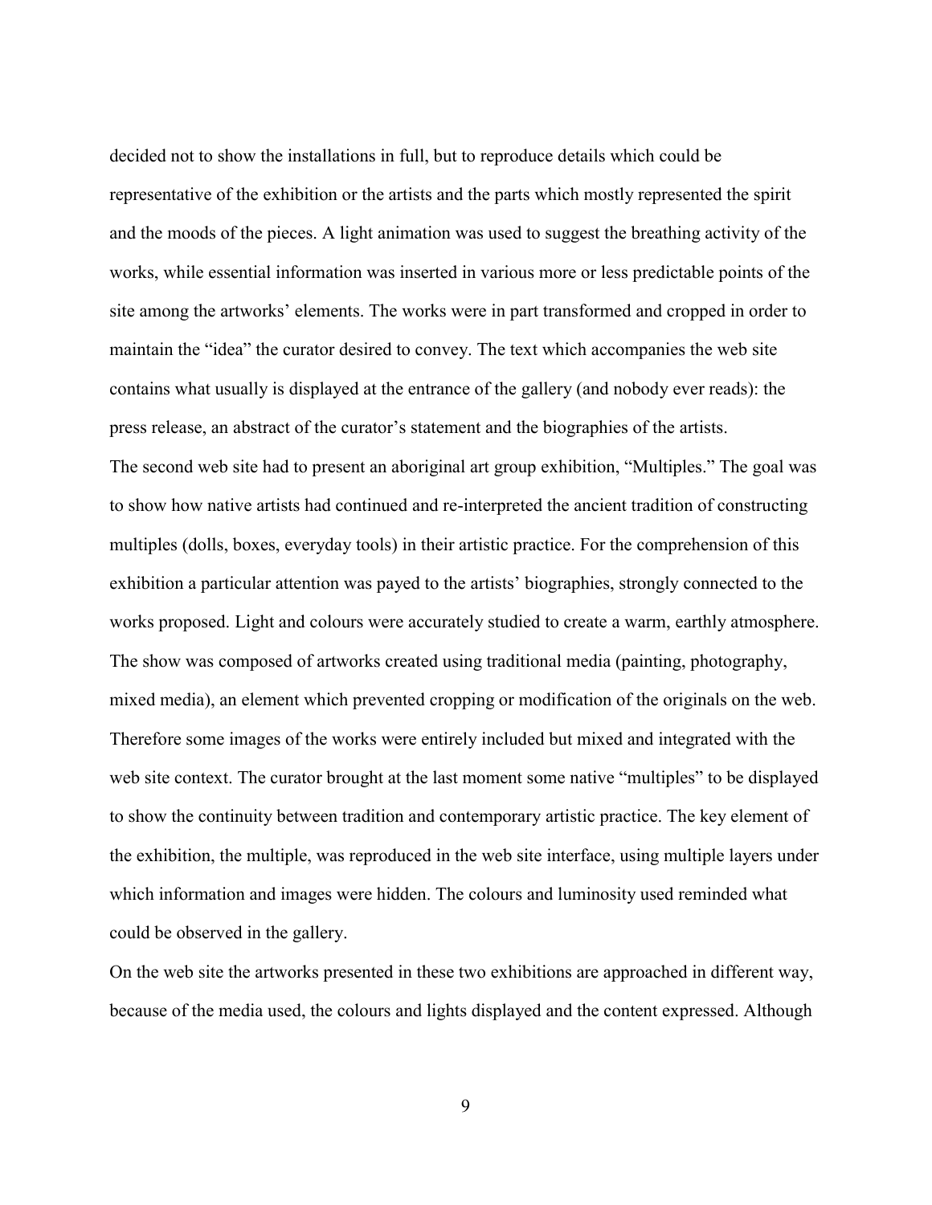decided not to show the installations in full, but to reproduce details which could be representative of the exhibition or the artists and the parts which mostly represented the spirit and the moods of the pieces. A light animation was used to suggest the breathing activity of the works, while essential information was inserted in various more or less predictable points of the site among the artworks' elements. The works were in part transformed and cropped in order to maintain the "idea" the curator desired to convey. The text which accompanies the web site contains what usually is displayed at the entrance of the gallery (and nobody ever reads): the press release, an abstract of the curator's statement and the biographies of the artists.

The second web site had to present an aboriginal art group exhibition, "Multiples." The goal was to show how native artists had continued and re-interpreted the ancient tradition of constructing multiples (dolls, boxes, everyday tools) in their artistic practice. For the comprehension of this exhibition a particular attention was payed to the artists' biographies, strongly connected to the works proposed. Light and colours were accurately studied to create a warm, earthly atmosphere. The show was composed of artworks created using traditional media (painting, photography, mixed media), an element which prevented cropping or modification of the originals on the web. Therefore some images of the works were entirely included but mixed and integrated with the web site context. The curator brought at the last moment some native "multiples" to be displayed to show the continuity between tradition and contemporary artistic practice. The key element of the exhibition, the multiple, was reproduced in the web site interface, using multiple layers under which information and images were hidden. The colours and luminosity used reminded what could be observed in the gallery.

On the web site the artworks presented in these two exhibitions are approached in different way, because of the media used, the colours and lights displayed and the content expressed. Although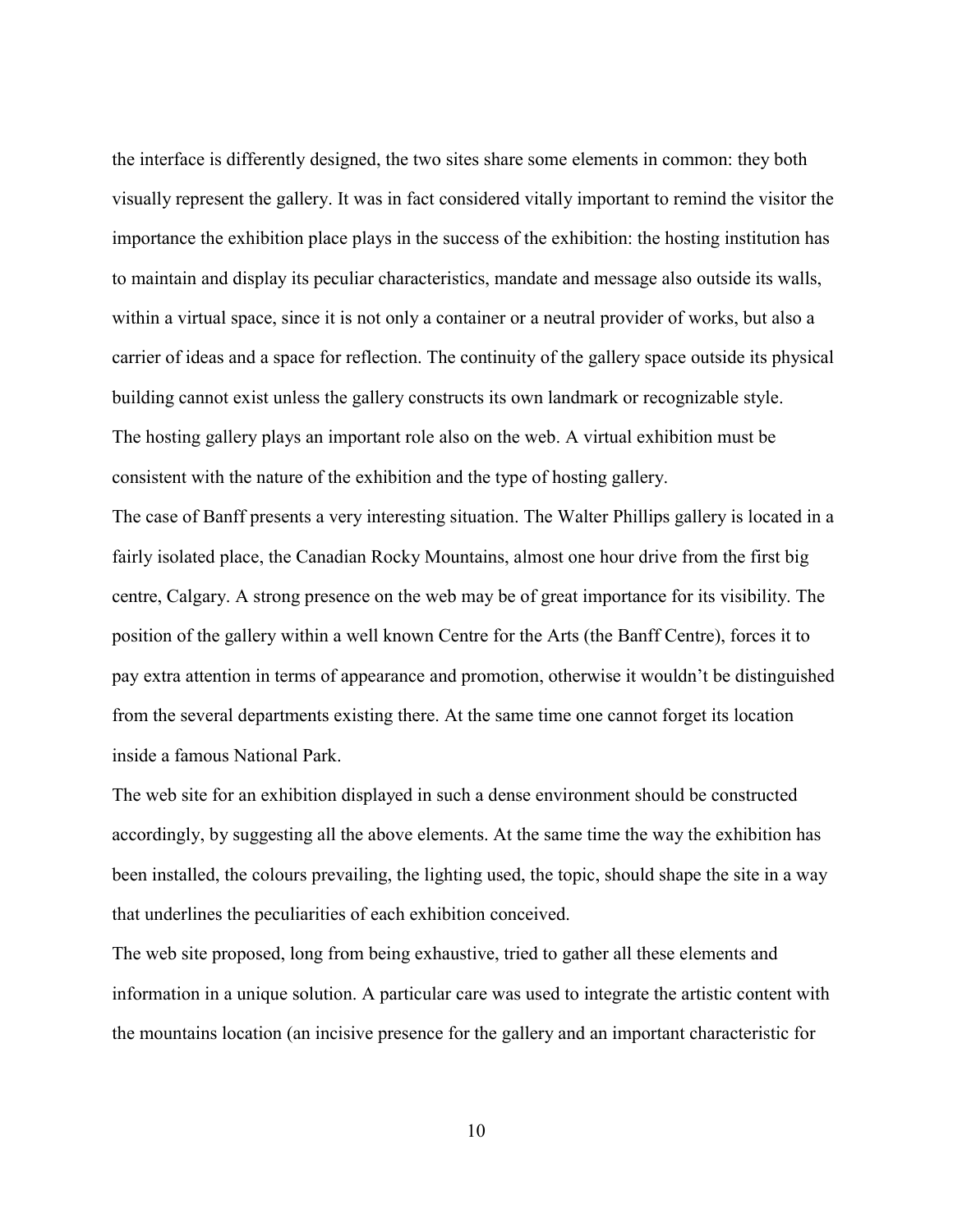the interface is differently designed, the two sites share some elements in common: they both visually represent the gallery. It was in fact considered vitally important to remind the visitor the importance the exhibition place plays in the success of the exhibition: the hosting institution has to maintain and display its peculiar characteristics, mandate and message also outside its walls, within a virtual space, since it is not only a container or a neutral provider of works, but also a carrier of ideas and a space for reflection. The continuity of the gallery space outside its physical building cannot exist unless the gallery constructs its own landmark or recognizable style.

The hosting gallery plays an important role also on the web. A virtual exhibition must be consistent with the nature of the exhibition and the type of hosting gallery.

The case of Banff presents a very interesting situation. The Walter Phillips gallery is located in a fairly isolated place, the Canadian Rocky Mountains, almost one hour drive from the first big centre, Calgary. A strong presence on the web may be of great importance for its visibility. The position of the gallery within a well known Centre for the Arts (the Banff Centre), forces it to pay extra attention in terms of appearance and promotion, otherwise it wouldn't be distinguished from the several departments existing there. At the same time one cannot forget its location inside a famous National Park.

The web site for an exhibition displayed in such a dense environment should be constructed accordingly, by suggesting all the above elements. At the same time the way the exhibition has been installed, the colours prevailing, the lighting used, the topic, should shape the site in a way that underlines the peculiarities of each exhibition conceived.

The web site proposed, long from being exhaustive, tried to gather all these elements and information in a unique solution. A particular care was used to integrate the artistic content with the mountains location (an incisive presence for the gallery and an important characteristic for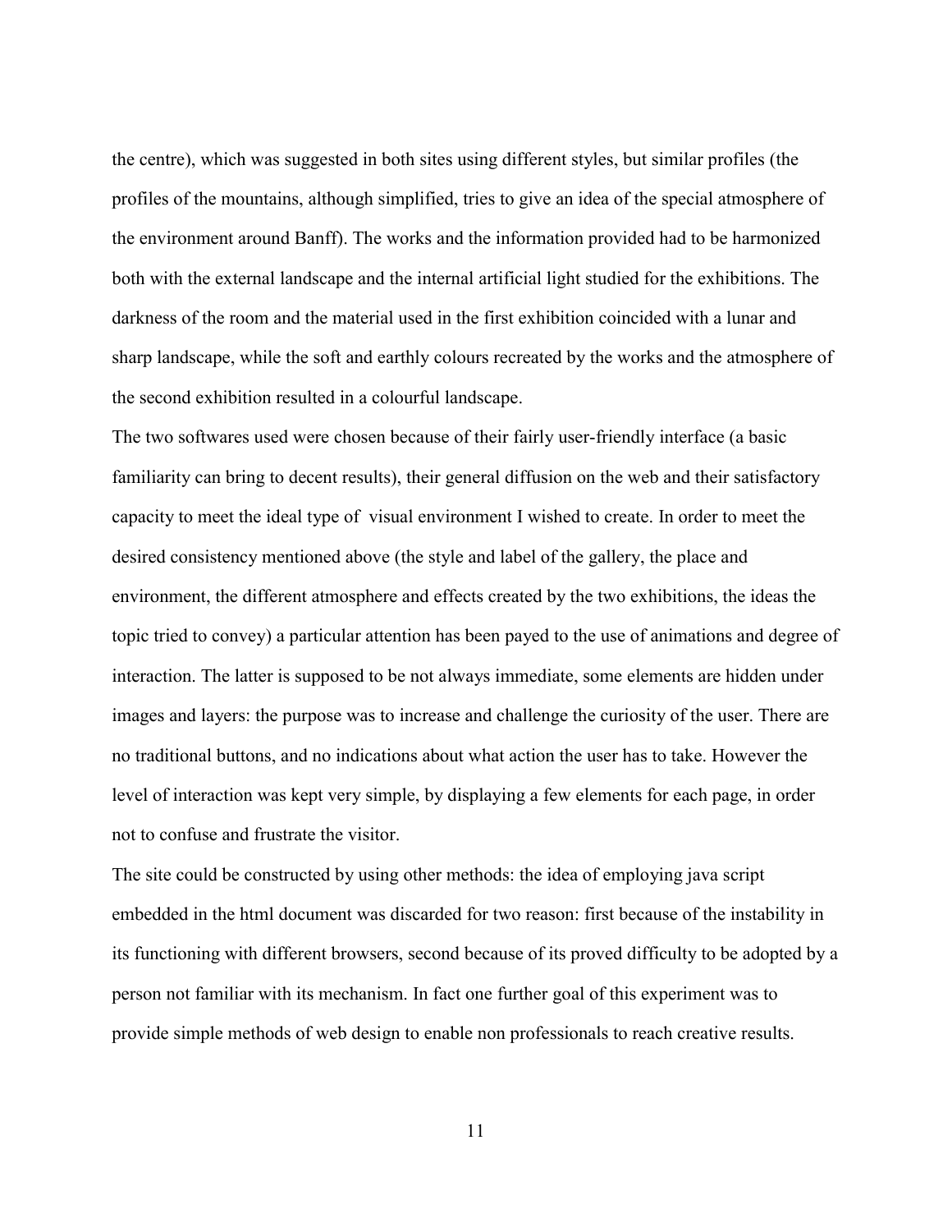the centre), which was suggested in both sites using different styles, but similar profiles (the profiles of the mountains, although simplified, tries to give an idea of the special atmosphere of the environment around Banff). The works and the information provided had to be harmonized both with the external landscape and the internal artificial light studied for the exhibitions. The darkness of the room and the material used in the first exhibition coincided with a lunar and sharp landscape, while the soft and earthly colours recreated by the works and the atmosphere of the second exhibition resulted in a colourful landscape.

The two softwares used were chosen because of their fairly user-friendly interface (a basic familiarity can bring to decent results), their general diffusion on the web and their satisfactory capacity to meet the ideal type of visual environment I wished to create. In order to meet the desired consistency mentioned above (the style and label of the gallery, the place and environment, the different atmosphere and effects created by the two exhibitions, the ideas the topic tried to convey) a particular attention has been payed to the use of animations and degree of interaction. The latter is supposed to be not always immediate, some elements are hidden under images and layers: the purpose was to increase and challenge the curiosity of the user. There are no traditional buttons, and no indications about what action the user has to take. However the level of interaction was kept very simple, by displaying a few elements for each page, in order not to confuse and frustrate the visitor.

The site could be constructed by using other methods: the idea of employing java script embedded in the html document was discarded for two reason: first because of the instability in its functioning with different browsers, second because of its proved difficulty to be adopted by a person not familiar with its mechanism. In fact one further goal of this experiment was to provide simple methods of web design to enable non professionals to reach creative results.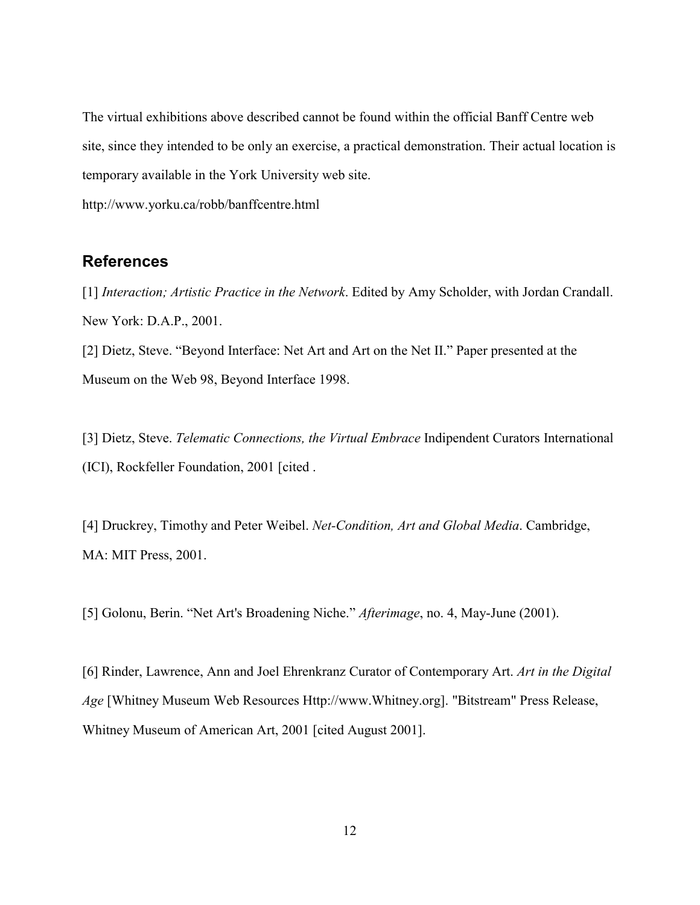The virtual exhibitions above described cannot be found within the official Banff Centre web site, since they intended to be only an exercise, a practical demonstration. Their actual location is temporary available in the York University web site.

http://www.yorku.ca/robb/banffcentre.html

## References

[1] *Interaction; Artistic Practice in the Network*. Edited by Amy Scholder, with Jordan Crandall. New York: D.A.P., 2001.

[2] Dietz, Steve. "Beyond Interface: Net Art and Art on the Net II." Paper presented at the Museum on the Web 98, Beyond Interface 1998.

[3] Dietz, Steve. *Telematic Connections, the Virtual Embrace* Indipendent Curators International (ICI), Rockfeller Foundation, 2001 [cited .

[4] Druckrey, Timothy and Peter Weibel. *Net-Condition, Art and Global Media*. Cambridge, MA: MIT Press, 2001.

[5] Golonu, Berin. "Net Art's Broadening Niche." *Afterimage*, no. 4, May-June (2001).

[6] Rinder, Lawrence, Ann and Joel Ehrenkranz Curator of Contemporary Art. *Art in the Digital Age* [Whitney Museum Web Resources Http://www.Whitney.org]. "Bitstream" Press Release, Whitney Museum of American Art, 2001 [cited August 2001].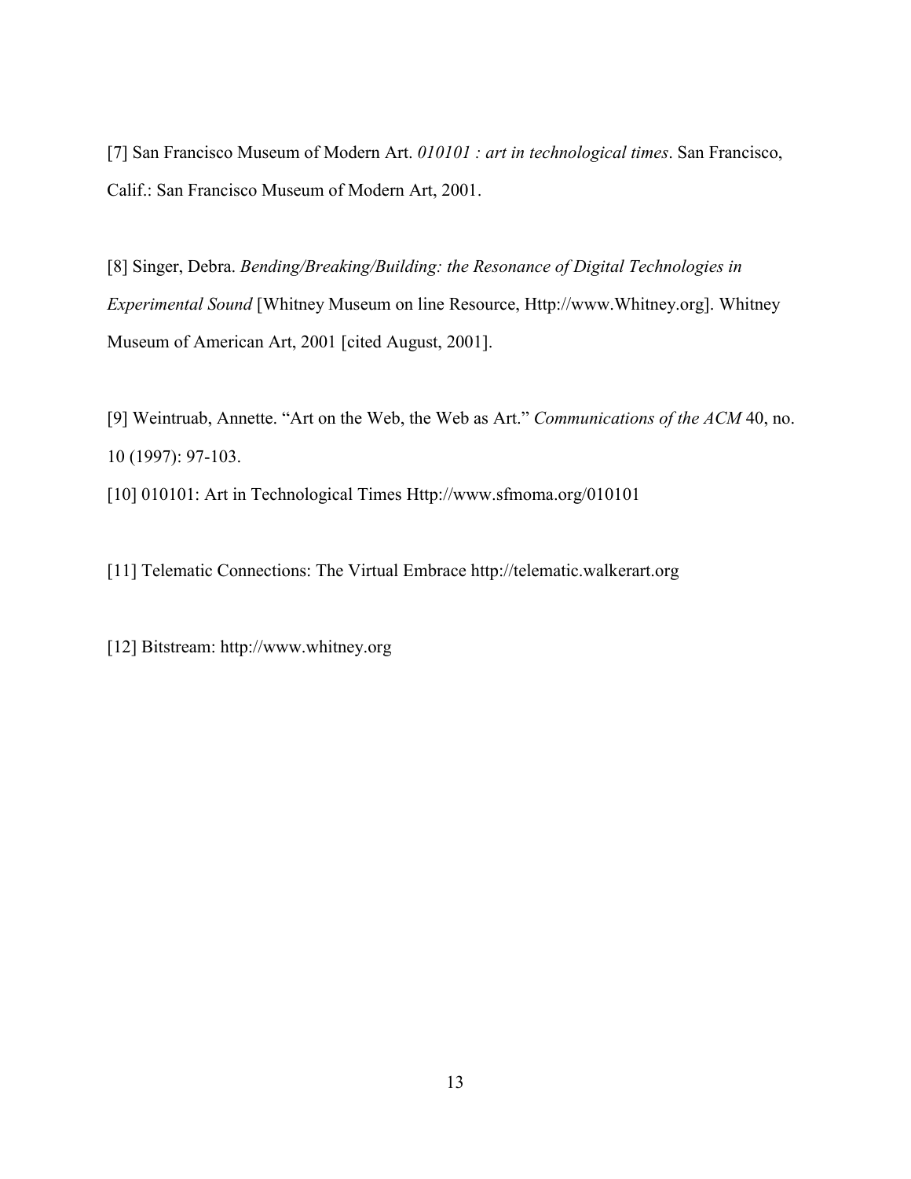[7] San Francisco Museum of Modern Art. *010101 : art in technological times*. San Francisco, Calif.: San Francisco Museum of Modern Art, 2001.

[8] Singer, Debra. *Bending/Breaking/Building: the Resonance of Digital Technologies in Experimental Sound* [Whitney Museum on line Resource, Http://www.Whitney.org]. Whitney Museum of American Art, 2001 [cited August, 2001].

[9] Weintruab, Annette. "Art on the Web, the Web as Art." *Communications of the ACM* 40, no. 10 (1997): 97-103.

[10] 010101: Art in Technological Times Http://www.sfmoma.org/010101

[11] Telematic Connections: The Virtual Embrace http://telematic.walkerart.org

[12] Bitstream: http://www.whitney.org